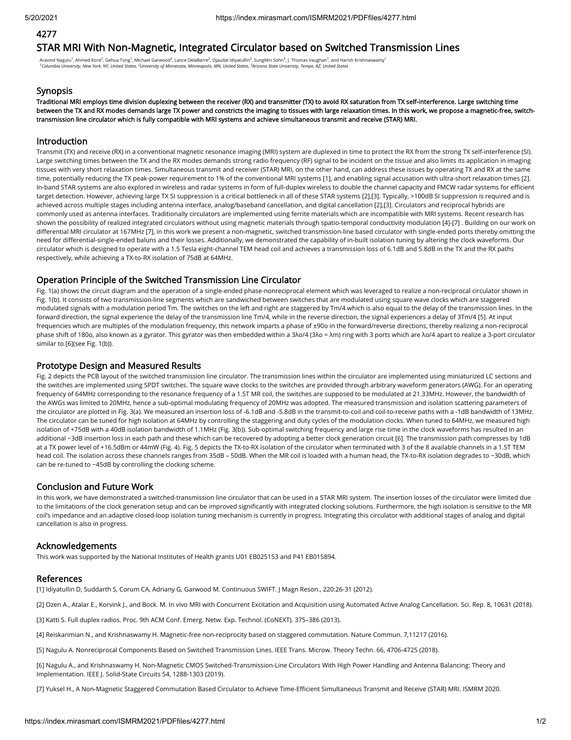4277

# STAR MRI With Non-Magnetic, Integrated Circulator based on Switched Transmission Lines

Aravind Nagulu[1], Ahmed Kord[1], Gehua Tong[1], Michael Garwood[2], Lance DelaBarre[2], Djaudat Idiyatullin[2], SungMin Sohn[3], J. Thomas Vaughan[1], and Harish Krishnaswamy[1]
[1]Columbia University, New York, NY, United States, [2]University of Minnesota, Minneapolis, MN, United States, [3]Arizona State Univeristy, Tempe, AZ, United States

## Synopsis

**Traditional MRI employs time division duplexing between the receiver (RX) and transmitter (TX) to avoid RX saturation from TX self-interference. Large switching time between the TX and RX modes demands large TX power and constricts the imaging to tissues with large relaxation times. In this work, we propose a magnetic-free, switch-transmission line circulator which is fully compatible with MRI systems and achieve simultaneous transmit and receive (STAR) MRI.**

## Introduction

Transmit (TX) and receive (RX) in a conventional magnetic resonance imaging (MRI) system are duplexed in time to protect the RX from the strong TX self-interference (SI). Large switching times between the TX and the RX modes demands strong radio frequency (RF) signal to be incident on the tissue and also limits its application in imaging tissues with very short relaxation times. Simultaneous transmit and receiver (STAR) MRI, on the other hand, can address these issues by operating TX and RX at the same time, potentially reducing the TX peak-power requirement to 1% of the conventional MRI systems [1], and enabling signal accusation with ultra-short relaxation times [2]. In-band STAR systems are also explored in wireless and radar systems in form of full-duplex wireless to double the channel capacity and FMCW radar systems for efficient target detection. However, achieving large TX SI suppression is a critical bottleneck in all of these STAR systems [2],[3]. Typically, >100dB SI suppression is required and is achieved across multiple stages including antenna interface, analog/baseband cancellation, and digital cancellation [2],[3]. Circulators and reciprocal hybrids are commonly used as antenna interfaces. Traditionally circulators are implemented using ferrite materials which are incompatible with MRI systems. Recent research has shown the possibility of realized integrated circulators without using magnetic materials through spatio-temporal conductivity modulation [4]-[7] . Building on our work on differential MRI circulator at 167MHz [7], in this work we present a non-magnetic, switched transmission-line based circulator with single-ended ports thereby omitting the need for differential-single-ended baluns and their losses. Additionally, we demonstrated the capability of in-built isolation tuning by altering the clock waveforms. Our circulator which is designed to operate with a 1.5 Tesla eight-channel TEM head coil and achieves a transmission loss of 6.1dB and 5.8dB in the TX and the RX paths respectively, while achieving a TX-to-RX isolation of 75dB at 64MHz.

## Operation Principle of the Switched Transmission Line Circulator

Fig. 1(a) shows the circuit diagram and the operation of a single-ended phase-nonreciprocal element which was leveraged to realize a non-reciprocal circulator shown in Fig. 1(b). It consists of two transmission-line segments which are sandwiched between switches that are modulated using square wave clocks which are staggered modulated signals with a modulation period Tm. The switches on the left and right are staggered by Tm/4 which is also equal to the delay of the transmission lines. In the forward direction, the signal experience the delay of the transmission line Tm/4, while in the reverse direction, the signal experiences a delay of 3Tm/4 [5]. At input frequencies which are multiples of the modulation frequency, this network imparts a phase of ±90o in the forward/reverse directions, thereby realizing a non-reciprocal phase shift of 180o, also known as a gyrator. This gyrator was then embedded within a 3λo/4 (3λo = λm) ring with 3 ports which are λo/4 apart to realize a 3-port circulator similar to [6](see Fig. 1(b)).

## Prototype Design and Measured Results

Fig. 2 depicts the PCB layout of the switched transmission line circulator. The transmission lines within the circulator are implemented using miniaturized LC sections and the switches are implemented using SPDT switches. The square wave clocks to the switches are provided through arbitrary waveform generators (AWG). For an operating frequency of 64MHz corresponding to the resonance frequency of a 1.5T MR coil, the switches are supposed to be modulated at 21.33MHz. However, the bandwidth of the AWGs was limited to 20MHz, hence a sub-optimal modulating frequency of 20MHz was adopted. The measured transmission and isolation scattering parameters of the circulator are plotted in Fig. 3(a). We measured an insertion loss of -6.1dB and -5.8dB in the transmit-to-coil and coil-to-receive paths with a -1dB bandwidth of 13MHz. The circulator can be tuned for high isolation at 64MHz by controlling the staggering and duty cycles of the modulation clocks. When tuned to 64MHz, we measured high isolation of +75dB with a 40dB isolation bandwidth of 1.1MHz (Fig. 3(b)). Sub-optimal switching frequency and large rise time in the clock waveforms has resulted in an additional ~3dB insertion loss in each path and these which can be recovered by adopting a better clock generation circuit [6]. The transmission path compresses by 1dB at a TX power level of +16.5dBm or 44mW (Fig. 4). Fig. 5 depicts the TX-to-RX isolation of the circulator when terminated with 3 of the 8 available channels in a 1.5T TEM head coil. The isolation across these channels ranges from 35dB – 50dB. When the MR coil is loaded with a human head, the TX-to-RX isolation degrades to ~30dB, which can be re-tuned to ~45dB by controlling the clocking scheme.

## Conclusion and Future Work

In this work, we have demonstrated a switched-transmission line circulator that can be used in a STAR MRI system. The insertion losses of the circulator were limited due to the limitations of the clock generation setup and can be improved significantly with integrated clocking solutions. Furthermore, the high isolation is sensitive to the MR coil's impedance and an adaptive closed-loop isolation tuning mechanism is currently in progress. Integrating this circulator with additional stages of analog and digital cancellation is also in progress.

## Acknowledgements

This work was supported by the National Institutes of Health grants U01 EB025153 and P41 EB015894.

## References

[1] Idiyatullin D, Suddarth S, Corum CA, Adriany G, Garwood M. Continuous SWIFT. J Magn Reson., 220:26-31 (2012).

[2] Ozen A., Atalar E., Korvink J., and Bock. M. In vivo MRI with Concurrent Excitation and Acquisition using Automated Active Analog Cancellation. Sci. Rep. 8, 10631 (2018).

[3] Katti S. Full duplex radios. Proc. 9th ACM Conf. Emerg. Netw. Exp. Technol. (CoNEXT). 375–386 (2013).

[4] Reiskarimian N., and Krishnaswamy H. Magnetic-free non-reciprocity based on staggered commutation. Nature Commun. 7,11217 (2016).

[5] Nagulu A. Nonreciprocal Components Based on Switched Transmission Lines. IEEE Trans. Microw. Theory Techn. 66, 4706-4725 (2018).

[6] Nagulu A., and Krishnaswamy H. Non-Magnetic CMOS Switched-Transmission-Line Circulators With High Power Handling and Antenna Balancing: Theory and Implementation. IEEE J. Solid-State Circuits 54, 1288-1303 (2019).

[7] Yuksel H., A Non-Magnetic Staggered Commutation Based Circulator to Achieve Time-Efficient Simultaneous Transmit and Receive (STAR) MRI. ISMRM 2020.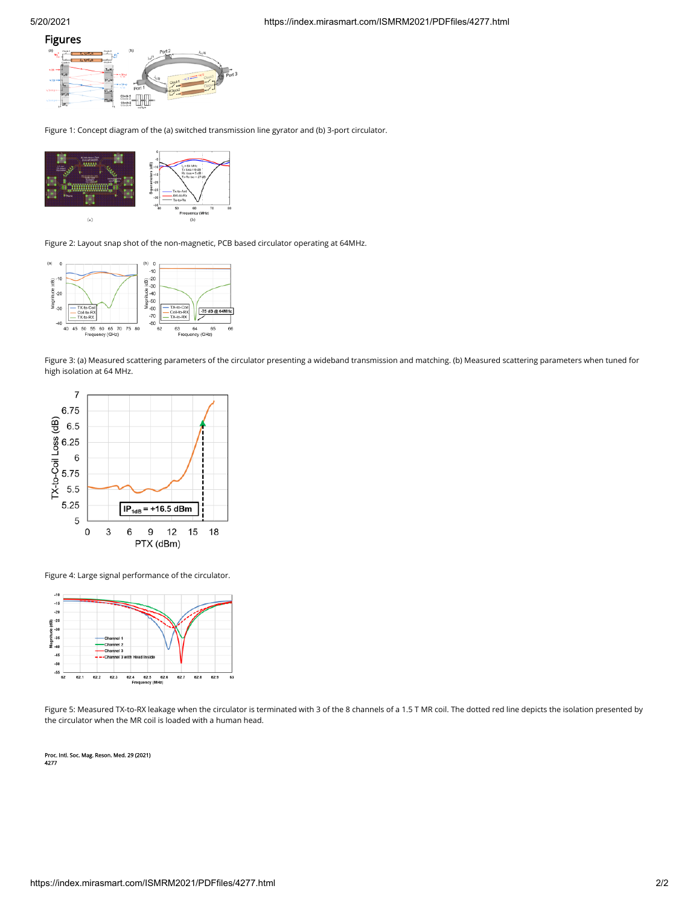## Figures

Figure 1: Concept diagram of the (a) switched transmission line gyrator and (b) 3-port circulator.

Figure 2: Layout snap shot of the non-magnetic, PCB based circulator operating at 64MHz.

Figure 3: (a) Measured scattering parameters of the circulator presenting a wideband transmission and matching. (b) Measured scattering parameters when tuned for high isolation at 64 MHz.

Figure 4: Large signal performance of the circulator.

Figure 5: Measured TX-to-RX leakage when the circulator is terminated with 3 of the 8 channels of a 1.5 T MR coil. The dotted red line depicts the isolation presented by the circulator when the MR coil is loaded with a human head.

Proc. Intl. Soc. Mag. Reson. Med. 29 (2021)
4277